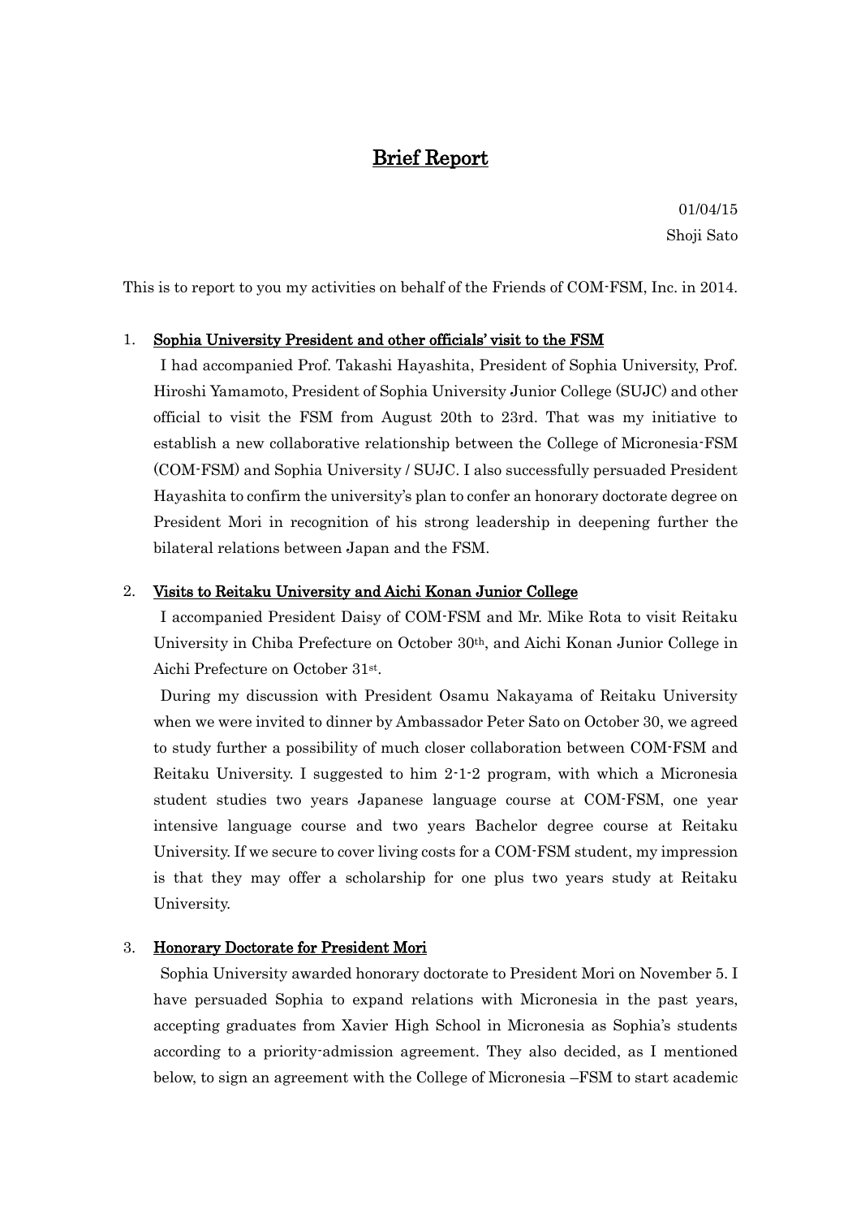# Brief Report

01/04/15

Shoji Sato

This is to report to you my activities on behalf of the Friends of COM-FSM, Inc. in 2014.

1. **Sophia University President and other officials' visit to the FSM**

   I had accompanied Prof. Takashi Hayashita, President of Sophia University, Prof. Hiroshi Yamamoto, President of Sophia University Junior College (SUJC) and other official to visit the FSM from August 20th to 23rd. That was my initiative to establish a new collaborative relationship between the College of Micronesia-FSM (COM-FSM) and Sophia University / SUJC. I also successfully persuaded President Hayashita to confirm the university's plan to confer an honorary doctorate degree on President Mori in recognition of his strong leadership in deepening further the bilateral relations between Japan and the FSM.

2. **Visits to Reitaku University and Aichi Konan Junior College**

   I accompanied President Daisy of COM-FSM and Mr. Mike Rota to visit Reitaku University in Chiba Prefecture on October 30th, and Aichi Konan Junior College in Aichi Prefecture on October 31st.

   During my discussion with President Osamu Nakayama of Reitaku University when we were invited to dinner by Ambassador Peter Sato on October 30, we agreed to study further a possibility of much closer collaboration between COM-FSM and Reitaku University. I suggested to him 2-1-2 program, with which a Micronesia student studies two years Japanese language course at COM-FSM, one year intensive language course and two years Bachelor degree course at Reitaku University. If we secure to cover living costs for a COM-FSM student, my impression is that they may offer a scholarship for one plus two years study at Reitaku University.

3. **Honorary Doctorate for President Mori**

   Sophia University awarded honorary doctorate to President Mori on November 5. I have persuaded Sophia to expand relations with Micronesia in the past years, accepting graduates from Xavier High School in Micronesia as Sophia's students according to a priority-admission agreement. They also decided, as I mentioned below, to sign an agreement with the College of Micronesia –FSM to start academic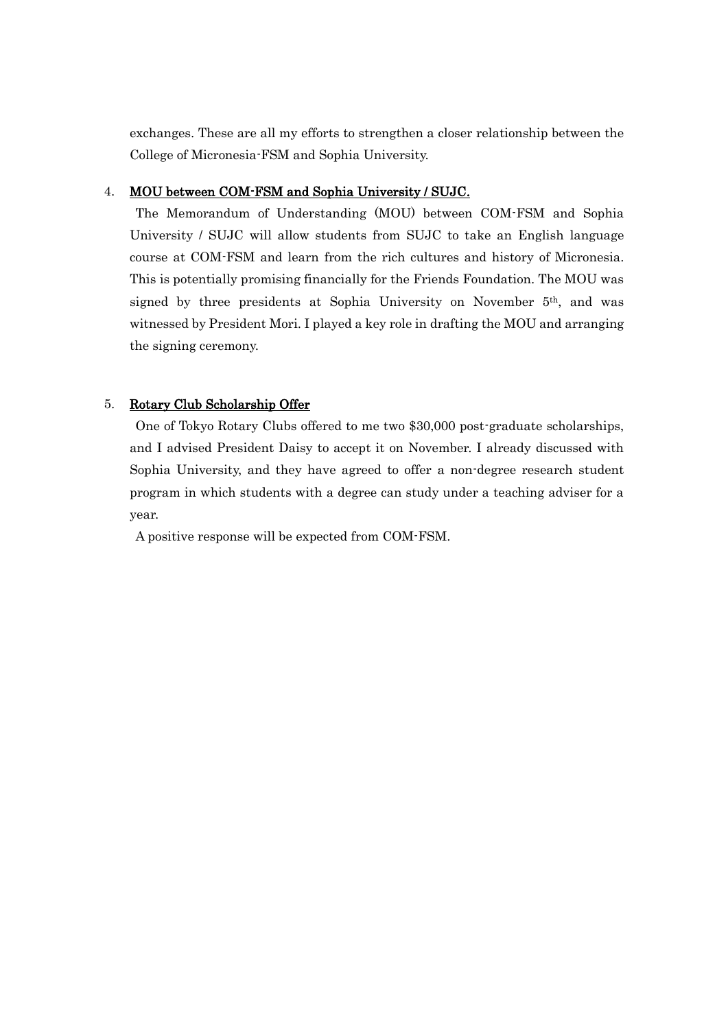exchanges. These are all my efforts to strengthen a closer relationship between the College of Micronesia-FSM and Sophia University.

4. <u>**MOU between COM-FSM and Sophia University / SUJC.**</u>

   The Memorandum of Understanding (MOU) between COM-FSM and Sophia University / SUJC will allow students from SUJC to take an English language course at COM-FSM and learn from the rich cultures and history of Micronesia. This is potentially promising financially for the Friends Foundation. The MOU was signed by three presidents at Sophia University on November 5th, and was witnessed by President Mori. I played a key role in drafting the MOU and arranging the signing ceremony.

5. <u>**Rotary Club Scholarship Offer**</u>

   One of Tokyo Rotary Clubs offered to me two $30,000 post-graduate scholarships, and I advised President Daisy to accept it on November. I already discussed with Sophia University, and they have agreed to offer a non-degree research student program in which students with a degree can study under a teaching adviser for a year.

   A positive response will be expected from COM-FSM.